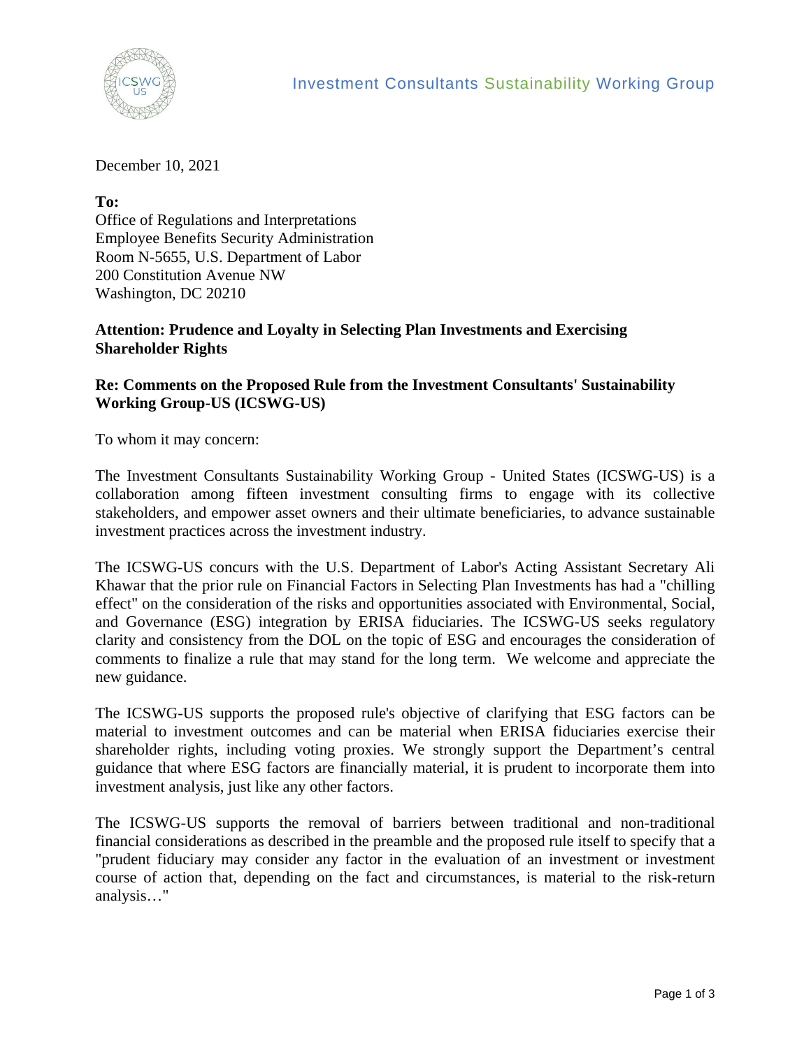Investment Consultants Sustainability Working Group

December 10, 2021

**To:**
Office of Regulations and Interpretations
Employee Benefits Security Administration
Room N-5655, U.S. Department of Labor
200 Constitution Avenue NW
Washington, DC 20210

**Attention: Prudence and Loyalty in Selecting Plan Investments and Exercising Shareholder Rights**

**Re: Comments on the Proposed Rule from the Investment Consultants' Sustainability Working Group-US (ICSWG-US)**

To whom it may concern:

The Investment Consultants Sustainability Working Group - United States (ICSWG-US) is a collaboration among fifteen investment consulting firms to engage with its collective stakeholders, and empower asset owners and their ultimate beneficiaries, to advance sustainable investment practices across the investment industry.

The ICSWG-US concurs with the U.S. Department of Labor's Acting Assistant Secretary Ali Khawar that the prior rule on Financial Factors in Selecting Plan Investments has had a "chilling effect" on the consideration of the risks and opportunities associated with Environmental, Social, and Governance (ESG) integration by ERISA fiduciaries. The ICSWG-US seeks regulatory clarity and consistency from the DOL on the topic of ESG and encourages the consideration of comments to finalize a rule that may stand for the long term. We welcome and appreciate the new guidance.

The ICSWG-US supports the proposed rule's objective of clarifying that ESG factors can be material to investment outcomes and can be material when ERISA fiduciaries exercise their shareholder rights, including voting proxies. We strongly support the Department's central guidance that where ESG factors are financially material, it is prudent to incorporate them into investment analysis, just like any other factors.

The ICSWG-US supports the removal of barriers between traditional and non-traditional financial considerations as described in the preamble and the proposed rule itself to specify that a "prudent fiduciary may consider any factor in the evaluation of an investment or investment course of action that, depending on the fact and circumstances, is material to the risk-return analysis…"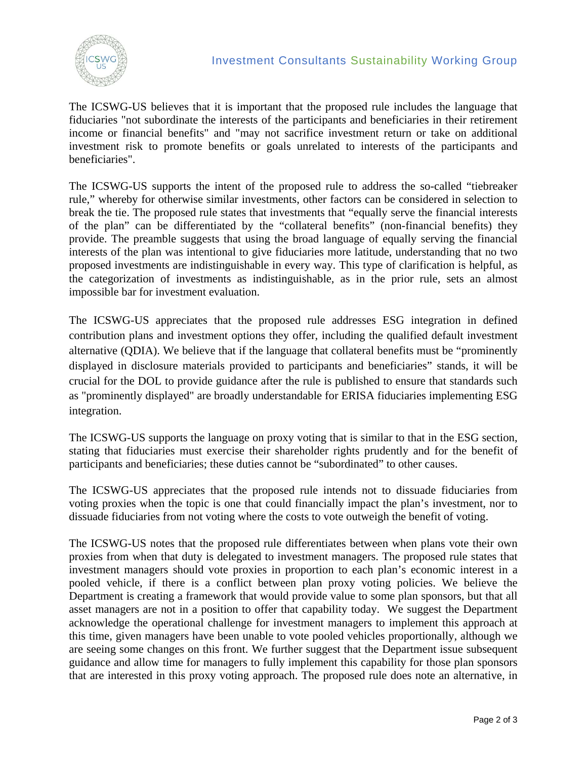The ICSWG-US believes that it is important that the proposed rule includes the language that fiduciaries "not subordinate the interests of the participants and beneficiaries in their retirement income or financial benefits" and "may not sacrifice investment return or take on additional investment risk to promote benefits or goals unrelated to interests of the participants and beneficiaries".

The ICSWG-US supports the intent of the proposed rule to address the so-called "tiebreaker rule," whereby for otherwise similar investments, other factors can be considered in selection to break the tie. The proposed rule states that investments that "equally serve the financial interests of the plan" can be differentiated by the "collateral benefits" (non-financial benefits) they provide. The preamble suggests that using the broad language of equally serving the financial interests of the plan was intentional to give fiduciaries more latitude, understanding that no two proposed investments are indistinguishable in every way. This type of clarification is helpful, as the categorization of investments as indistinguishable, as in the prior rule, sets an almost impossible bar for investment evaluation.

The ICSWG-US appreciates that the proposed rule addresses ESG integration in defined contribution plans and investment options they offer, including the qualified default investment alternative (QDIA). We believe that if the language that collateral benefits must be "prominently displayed in disclosure materials provided to participants and beneficiaries" stands, it will be crucial for the DOL to provide guidance after the rule is published to ensure that standards such as "prominently displayed" are broadly understandable for ERISA fiduciaries implementing ESG integration.

The ICSWG-US supports the language on proxy voting that is similar to that in the ESG section, stating that fiduciaries must exercise their shareholder rights prudently and for the benefit of participants and beneficiaries; these duties cannot be "subordinated" to other causes.

The ICSWG-US appreciates that the proposed rule intends not to dissuade fiduciaries from voting proxies when the topic is one that could financially impact the plan's investment, nor to dissuade fiduciaries from not voting where the costs to vote outweigh the benefit of voting.

The ICSWG-US notes that the proposed rule differentiates between when plans vote their own proxies from when that duty is delegated to investment managers. The proposed rule states that investment managers should vote proxies in proportion to each plan's economic interest in a pooled vehicle, if there is a conflict between plan proxy voting policies. We believe the Department is creating a framework that would provide value to some plan sponsors, but that all asset managers are not in a position to offer that capability today. We suggest the Department acknowledge the operational challenge for investment managers to implement this approach at this time, given managers have been unable to vote pooled vehicles proportionally, although we are seeing some changes on this front. We further suggest that the Department issue subsequent guidance and allow time for managers to fully implement this capability for those plan sponsors that are interested in this proxy voting approach. The proposed rule does note an alternative, in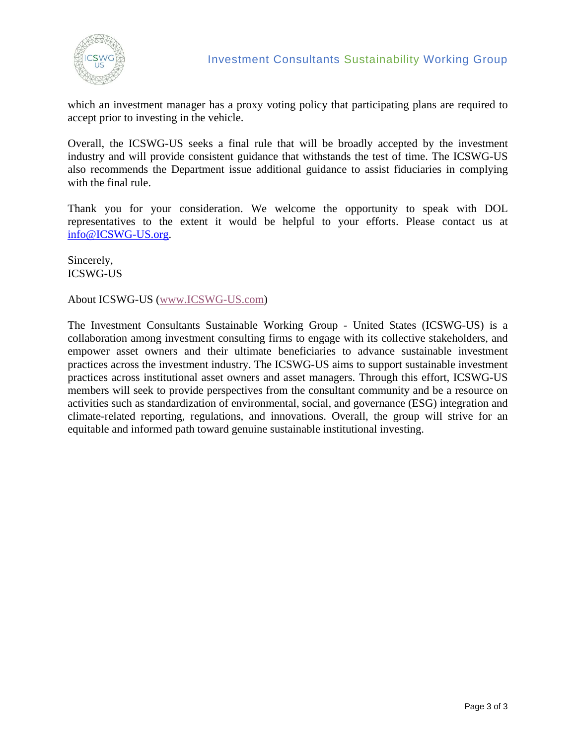which an investment manager has a proxy voting policy that participating plans are required to accept prior to investing in the vehicle.

Overall, the ICSWG-US seeks a final rule that will be broadly accepted by the investment industry and will provide consistent guidance that withstands the test of time. The ICSWG-US also recommends the Department issue additional guidance to assist fiduciaries in complying with the final rule.

Thank you for your consideration. We welcome the opportunity to speak with DOL representatives to the extent it would be helpful to your efforts. Please contact us at info@ICSWG-US.org.

Sincerely,
ICSWG-US

About ICSWG-US (www.ICSWG-US.com)

The Investment Consultants Sustainable Working Group - United States (ICSWG-US) is a collaboration among investment consulting firms to engage with its collective stakeholders, and empower asset owners and their ultimate beneficiaries to advance sustainable investment practices across the investment industry. The ICSWG-US aims to support sustainable investment practices across institutional asset owners and asset managers. Through this effort, ICSWG-US members will seek to provide perspectives from the consultant community and be a resource on activities such as standardization of environmental, social, and governance (ESG) integration and climate-related reporting, regulations, and innovations. Overall, the group will strive for an equitable and informed path toward genuine sustainable institutional investing.